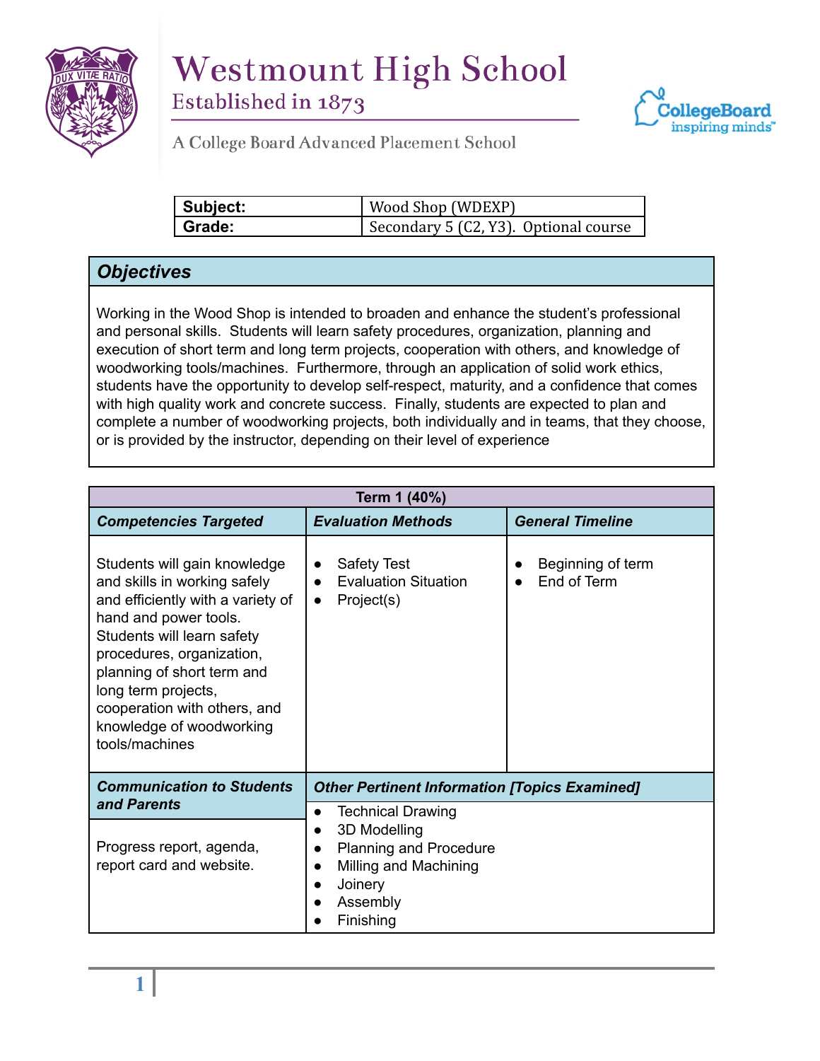# Westmount High School

Established in 1873

A College Board Advanced Placement School

| Subject: | Wood Shop (WDEXP) |
|---|---|
| Grade: | Secondary 5 (C2, Y3). Optional course |

## Objectives

Working in the Wood Shop is intended to broaden and enhance the student's professional and personal skills. Students will learn safety procedures, organization, planning and execution of short term and long term projects, cooperation with others, and knowledge of woodworking tools/machines. Furthermore, through an application of solid work ethics, students have the opportunity to develop self-respect, maturity, and a confidence that comes with high quality work and concrete success. Finally, students are expected to plan and complete a number of woodworking projects, both individually and in teams, that they choose, or is provided by the instructor, depending on their level of experience

| Term 1 (40%) | | |
|---|---|---|
| ***Competencies Targeted*** | ***Evaluation Methods*** | ***General Timeline*** |
| Students will gain knowledge and skills in working safely and efficiently with a variety of hand and power tools. Students will learn safety procedures, organization, planning of short term and long term projects, cooperation with others, and knowledge of woodworking tools/machines | • Safety Test<br>• Evaluation Situation<br>• Project(s) | • Beginning of term<br>• End of Term |
| ***Communication to Students and Parents*** | ***Other Pertinent Information [Topics Examined]*** | |
| Progress report, agenda, report card and website. | • Technical Drawing<br>• 3D Modelling<br>• Planning and Procedure<br>• Milling and Machining<br>• Joinery<br>• Assembly<br>• Finishing | |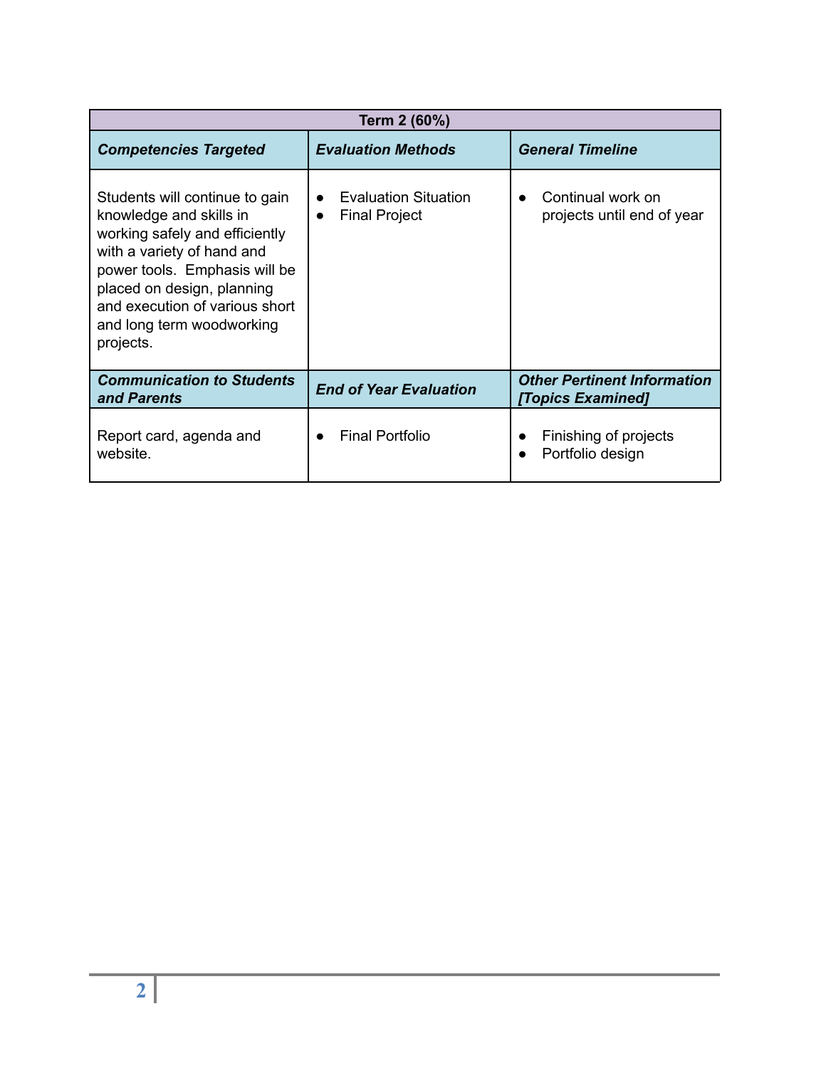| Term 2 (60%) | | |
|---|---|---|
| ***Competencies Targeted*** | ***Evaluation Methods*** | ***General Timeline*** |
| Students will continue to gain knowledge and skills in working safely and efficiently with a variety of hand and power tools.  Emphasis will be placed on design, planning and execution of various short and long term woodworking projects. | • Evaluation Situation<br>• Final Project | • Continual work on projects until end of year |
| ***Communication to Students and Parents*** | ***End of Year Evaluation*** | ***Other Pertinent Information [Topics Examined]*** |
| Report card, agenda and website. | • Final Portfolio | • Finishing of projects<br>• Portfolio design |